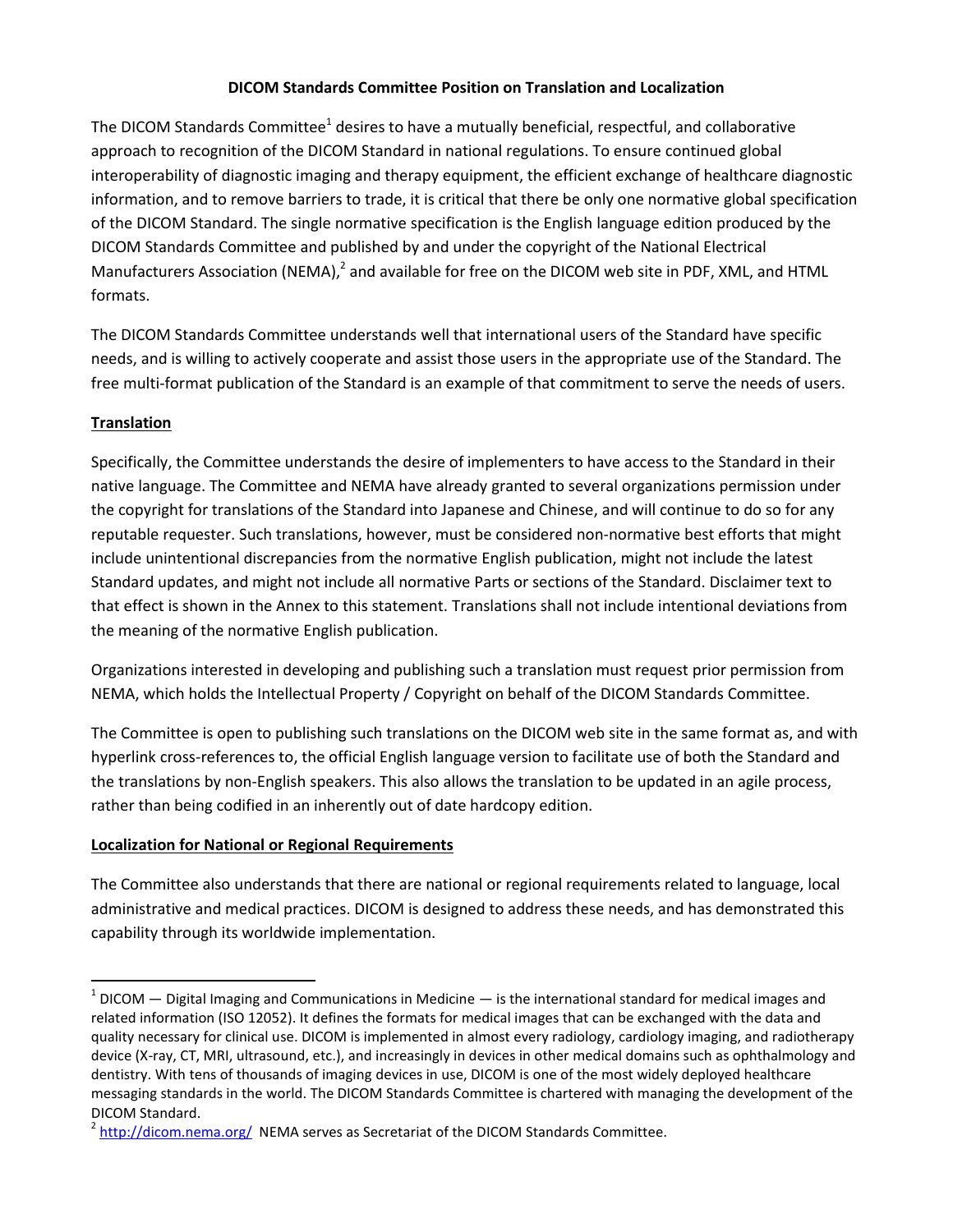# DICOM Standards Committee Position on Translation and Localization

The DICOM Standards Committee[1] desires to have a mutually beneficial, respectful, and collaborative approach to recognition of the DICOM Standard in national regulations. To ensure continued global interoperability of diagnostic imaging and therapy equipment, the efficient exchange of healthcare diagnostic information, and to remove barriers to trade, it is critical that there be only one normative global specification of the DICOM Standard. The single normative specification is the English language edition produced by the DICOM Standards Committee and published by and under the copyright of the National Electrical Manufacturers Association (NEMA),[2] and available for free on the DICOM web site in PDF, XML, and HTML formats.

The DICOM Standards Committee understands well that international users of the Standard have specific needs, and is willing to actively cooperate and assist those users in the appropriate use of the Standard. The free multi-format publication of the Standard is an example of that commitment to serve the needs of users.

## Translation

Specifically, the Committee understands the desire of implementers to have access to the Standard in their native language. The Committee and NEMA have already granted to several organizations permission under the copyright for translations of the Standard into Japanese and Chinese, and will continue to do so for any reputable requester. Such translations, however, must be considered non-normative best efforts that might include unintentional discrepancies from the normative English publication, might not include the latest Standard updates, and might not include all normative Parts or sections of the Standard. Disclaimer text to that effect is shown in the Annex to this statement. Translations shall not include intentional deviations from the meaning of the normative English publication.

Organizations interested in developing and publishing such a translation must request prior permission from NEMA, which holds the Intellectual Property / Copyright on behalf of the DICOM Standards Committee.

The Committee is open to publishing such translations on the DICOM web site in the same format as, and with hyperlink cross-references to, the official English language version to facilitate use of both the Standard and the translations by non-English speakers. This also allows the translation to be updated in an agile process, rather than being codified in an inherently out of date hardcopy edition.

## Localization for National or Regional Requirements

The Committee also understands that there are national or regional requirements related to language, local administrative and medical practices. DICOM is designed to address these needs, and has demonstrated this capability through its worldwide implementation.

---

[1] DICOM — Digital Imaging and Communications in Medicine — is the international standard for medical images and related information (ISO 12052). It defines the formats for medical images that can be exchanged with the data and quality necessary for clinical use. DICOM is implemented in almost every radiology, cardiology imaging, and radiotherapy device (X-ray, CT, MRI, ultrasound, etc.), and increasingly in devices in other medical domains such as ophthalmology and dentistry. With tens of thousands of imaging devices in use, DICOM is one of the most widely deployed healthcare messaging standards in the world. The DICOM Standards Committee is chartered with managing the development of the DICOM Standard.

[2] http://dicom.nema.org/ NEMA serves as Secretariat of the DICOM Standards Committee.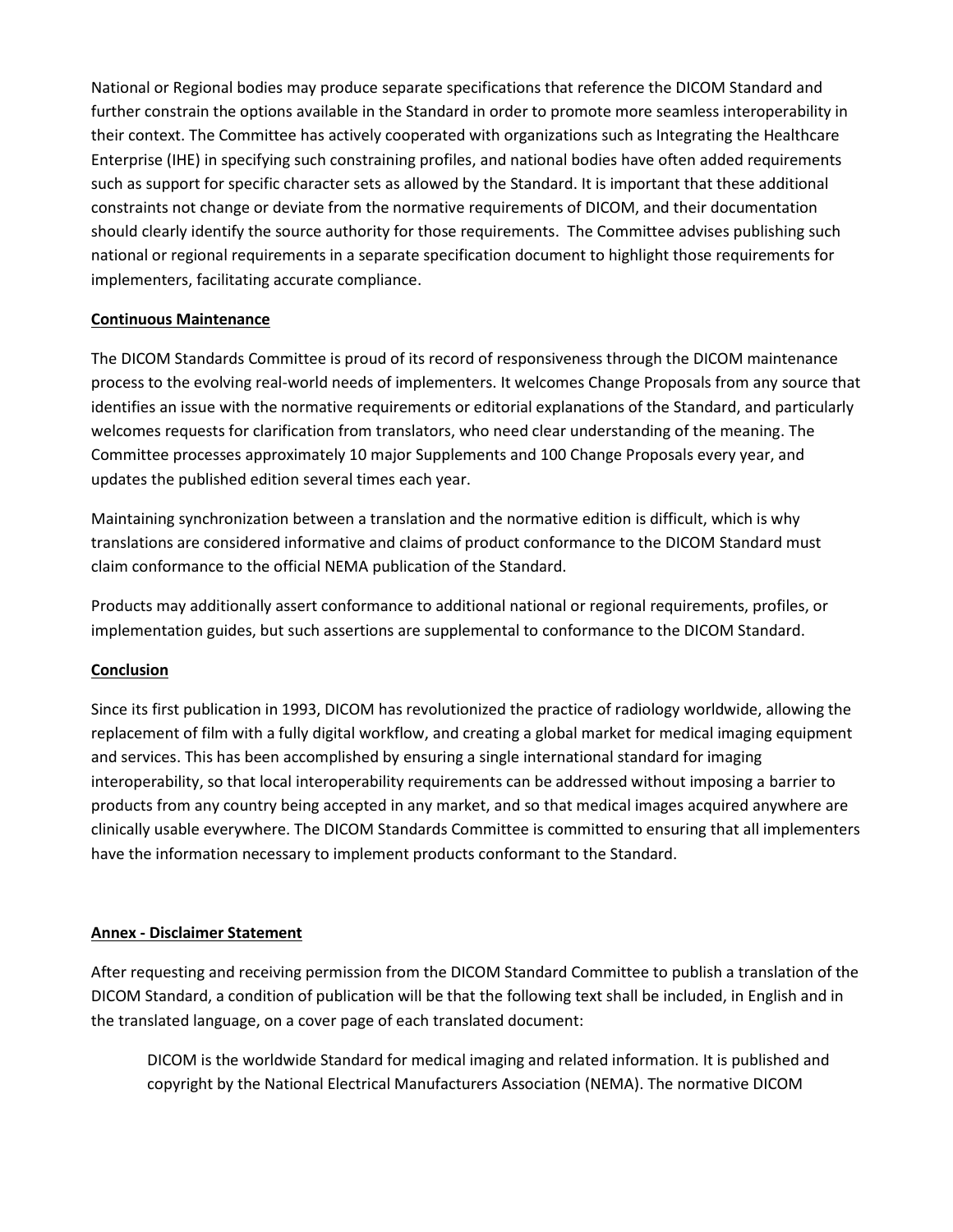National or Regional bodies may produce separate specifications that reference the DICOM Standard and further constrain the options available in the Standard in order to promote more seamless interoperability in their context. The Committee has actively cooperated with organizations such as Integrating the Healthcare Enterprise (IHE) in specifying such constraining profiles, and national bodies have often added requirements such as support for specific character sets as allowed by the Standard. It is important that these additional constraints not change or deviate from the normative requirements of DICOM, and their documentation should clearly identify the source authority for those requirements. The Committee advises publishing such national or regional requirements in a separate specification document to highlight those requirements for implementers, facilitating accurate compliance.

## Continuous Maintenance

The DICOM Standards Committee is proud of its record of responsiveness through the DICOM maintenance process to the evolving real-world needs of implementers. It welcomes Change Proposals from any source that identifies an issue with the normative requirements or editorial explanations of the Standard, and particularly welcomes requests for clarification from translators, who need clear understanding of the meaning. The Committee processes approximately 10 major Supplements and 100 Change Proposals every year, and updates the published edition several times each year.

Maintaining synchronization between a translation and the normative edition is difficult, which is why translations are considered informative and claims of product conformance to the DICOM Standard must claim conformance to the official NEMA publication of the Standard.

Products may additionally assert conformance to additional national or regional requirements, profiles, or implementation guides, but such assertions are supplemental to conformance to the DICOM Standard.

## Conclusion

Since its first publication in 1993, DICOM has revolutionized the practice of radiology worldwide, allowing the replacement of film with a fully digital workflow, and creating a global market for medical imaging equipment and services. This has been accomplished by ensuring a single international standard for imaging interoperability, so that local interoperability requirements can be addressed without imposing a barrier to products from any country being accepted in any market, and so that medical images acquired anywhere are clinically usable everywhere. The DICOM Standards Committee is committed to ensuring that all implementers have the information necessary to implement products conformant to the Standard.

## Annex - Disclaimer Statement

After requesting and receiving permission from the DICOM Standard Committee to publish a translation of the DICOM Standard, a condition of publication will be that the following text shall be included, in English and in the translated language, on a cover page of each translated document:

> DICOM is the worldwide Standard for medical imaging and related information. It is published and copyright by the National Electrical Manufacturers Association (NEMA). The normative DICOM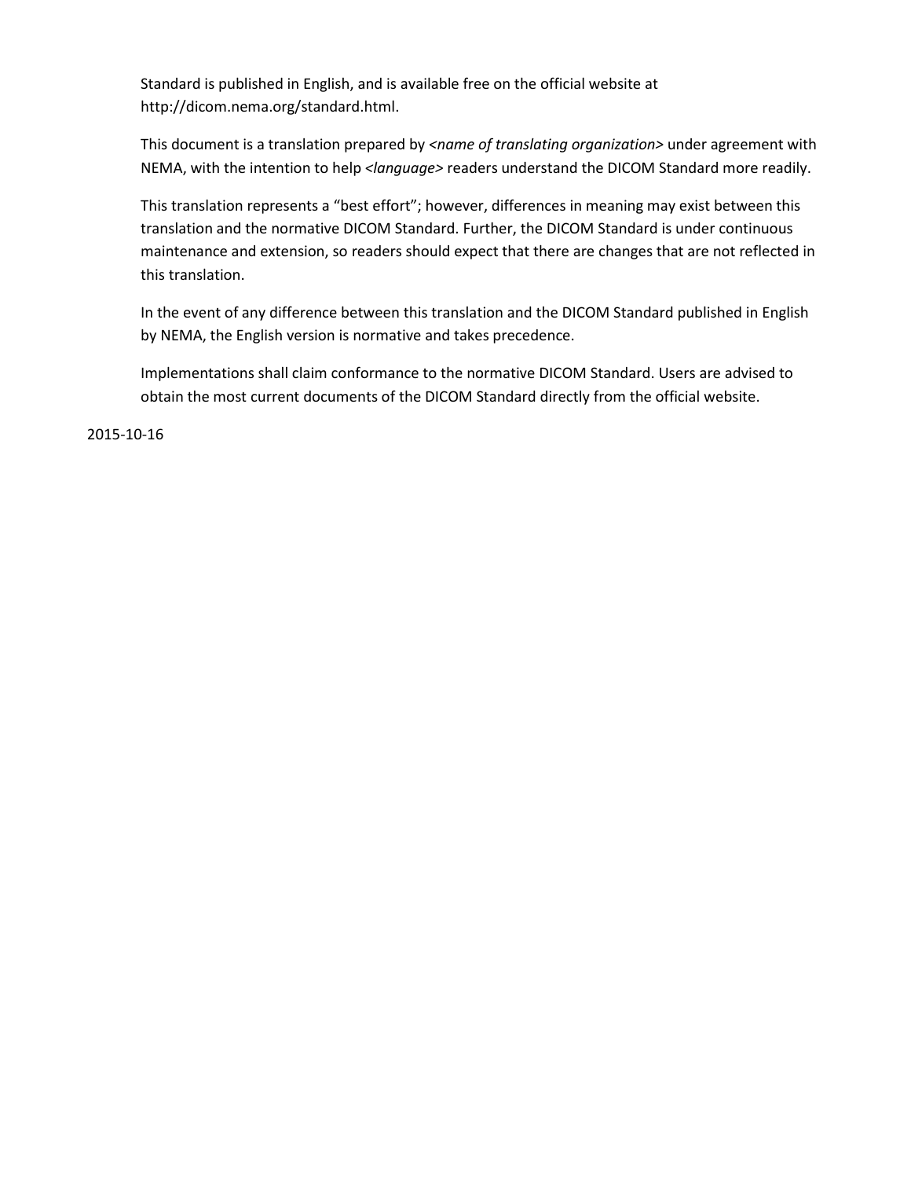Standard is published in English, and is available free on the official website at http://dicom.nema.org/standard.html.

This document is a translation prepared by *<name of translating organization>* under agreement with NEMA, with the intention to help *<language>* readers understand the DICOM Standard more readily.

This translation represents a “best effort”; however, differences in meaning may exist between this translation and the normative DICOM Standard. Further, the DICOM Standard is under continuous maintenance and extension, so readers should expect that there are changes that are not reflected in this translation.

In the event of any difference between this translation and the DICOM Standard published in English by NEMA, the English version is normative and takes precedence.

Implementations shall claim conformance to the normative DICOM Standard. Users are advised to obtain the most current documents of the DICOM Standard directly from the official website.

2015-10-16